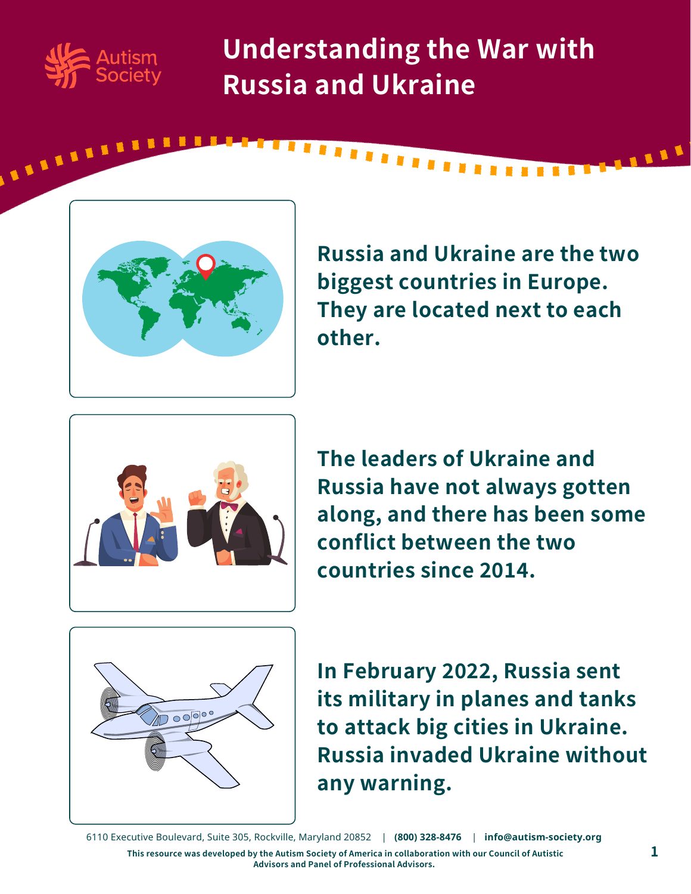# Understanding the War with Russia and Ukraine

Russia and Ukraine are the two biggest countries in Europe. They are located next to each other.

The leaders of Ukraine and Russia have not always gotten along, and there has been some conflict between the two countries since 2014.

In February 2022, Russia sent its military in planes and tanks to attack big cities in Ukraine. Russia invaded Ukraine without any warning.

6110 Executive Boulevard, Suite 305, Rockville, Maryland 20852 | **(800) 328-8476** | **info@autism-society.org**

**This resource was developed by the Autism Society of America in collaboration with our Council of Autistic Advisors and Panel of Professional Advisors.**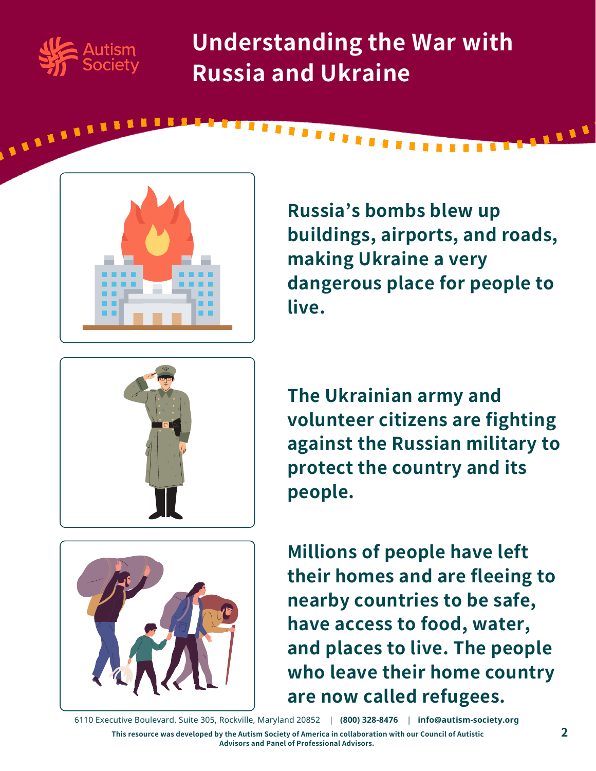# Understanding the War with Russia and Ukraine

**Russia's bombs blew up buildings, airports, and roads, making Ukraine a very dangerous place for people to live.**

**The Ukrainian army and volunteer citizens are fighting against the Russian military to protect the country and its people.**

**Millions of people have left their homes and are fleeing to nearby countries to be safe, have access to food, water, and places to live. The people who leave their home country are now called refugees.**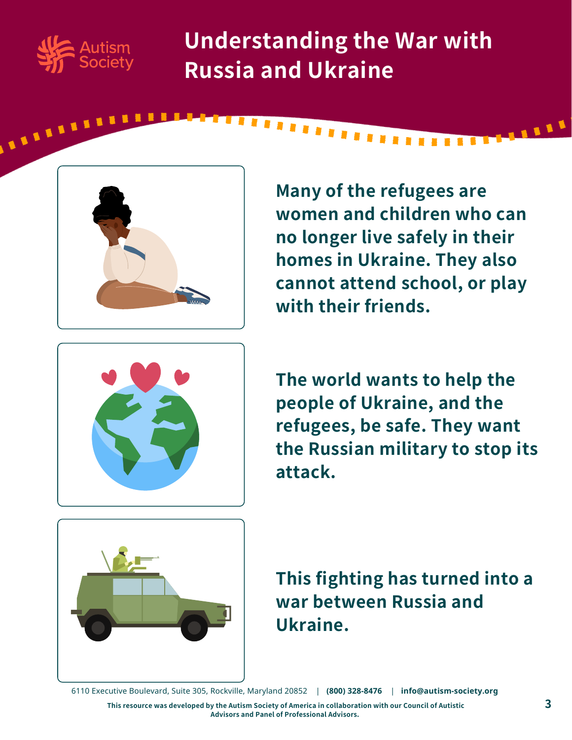# Understanding the War with Russia and Ukraine

Many of the refugees are women and children who can no longer live safely in their homes in Ukraine. They also cannot attend school, or play with their friends.

The world wants to help the people of Ukraine, and the refugees, be safe. They want the Russian military to stop its attack.

This fighting has turned into a war between Russia and Ukraine.

6110 Executive Boulevard, Suite 305, Rockville, Maryland 20852 | **(800) 328-8476** | **info@autism-society.org**

**This resource was developed by the Autism Society of America in collaboration with our Council of Autistic Advisors and Panel of Professional Advisors.**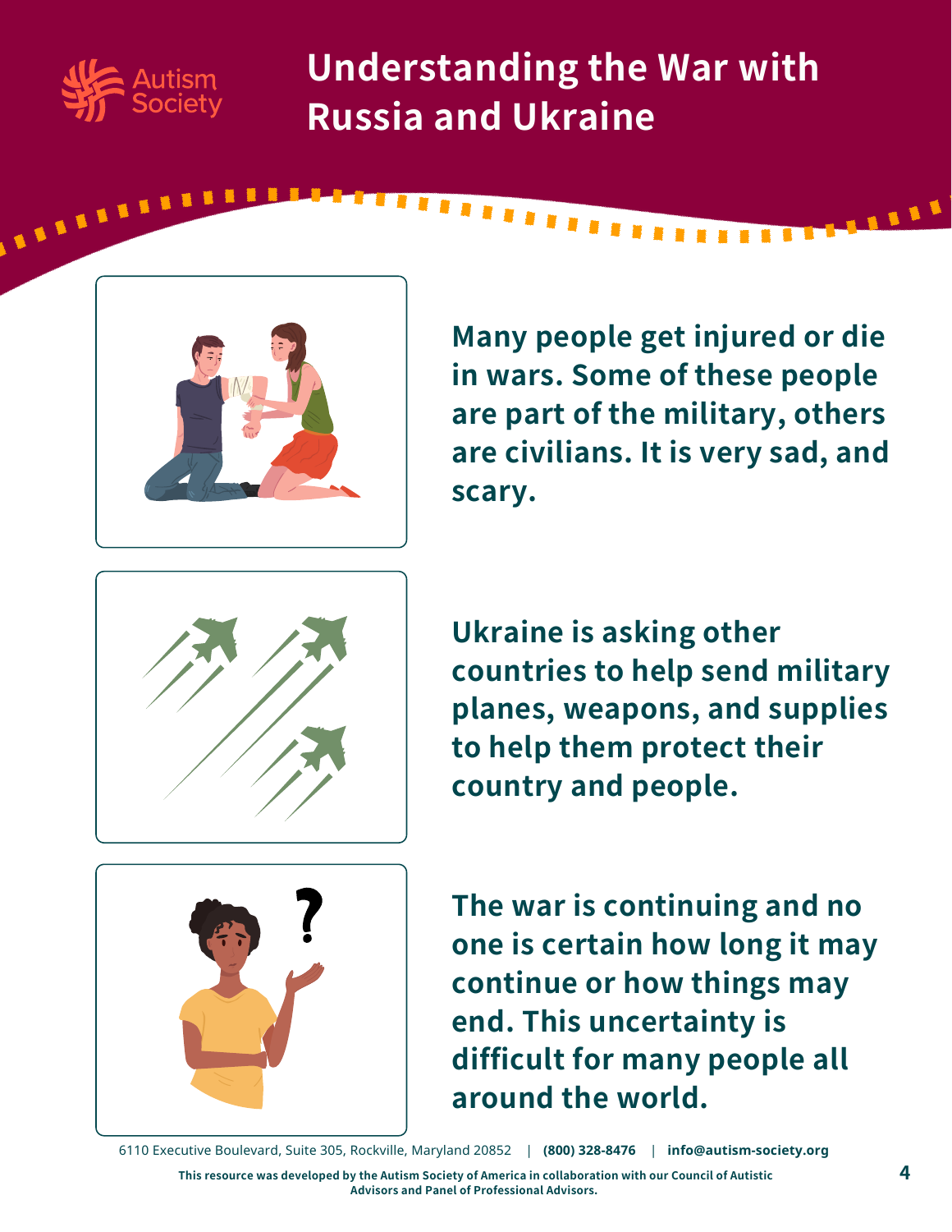# Understanding the War with Russia and Ukraine

Many people get injured or die in wars. Some of these people are part of the military, others are civilians. It is very sad, and scary.

Ukraine is asking other countries to help send military planes, weapons, and supplies to help them protect their country and people.

The war is continuing and no one is certain how long it may continue or how things may end. This uncertainty is difficult for many people all around the world.

6110 Executive Boulevard, Suite 305, Rockville, Maryland 20852 | **(800) 328-8476** | **info@autism-society.org**

**This resource was developed by the Autism Society of America in collaboration with our Council of Autistic Advisors and Panel of Professional Advisors.**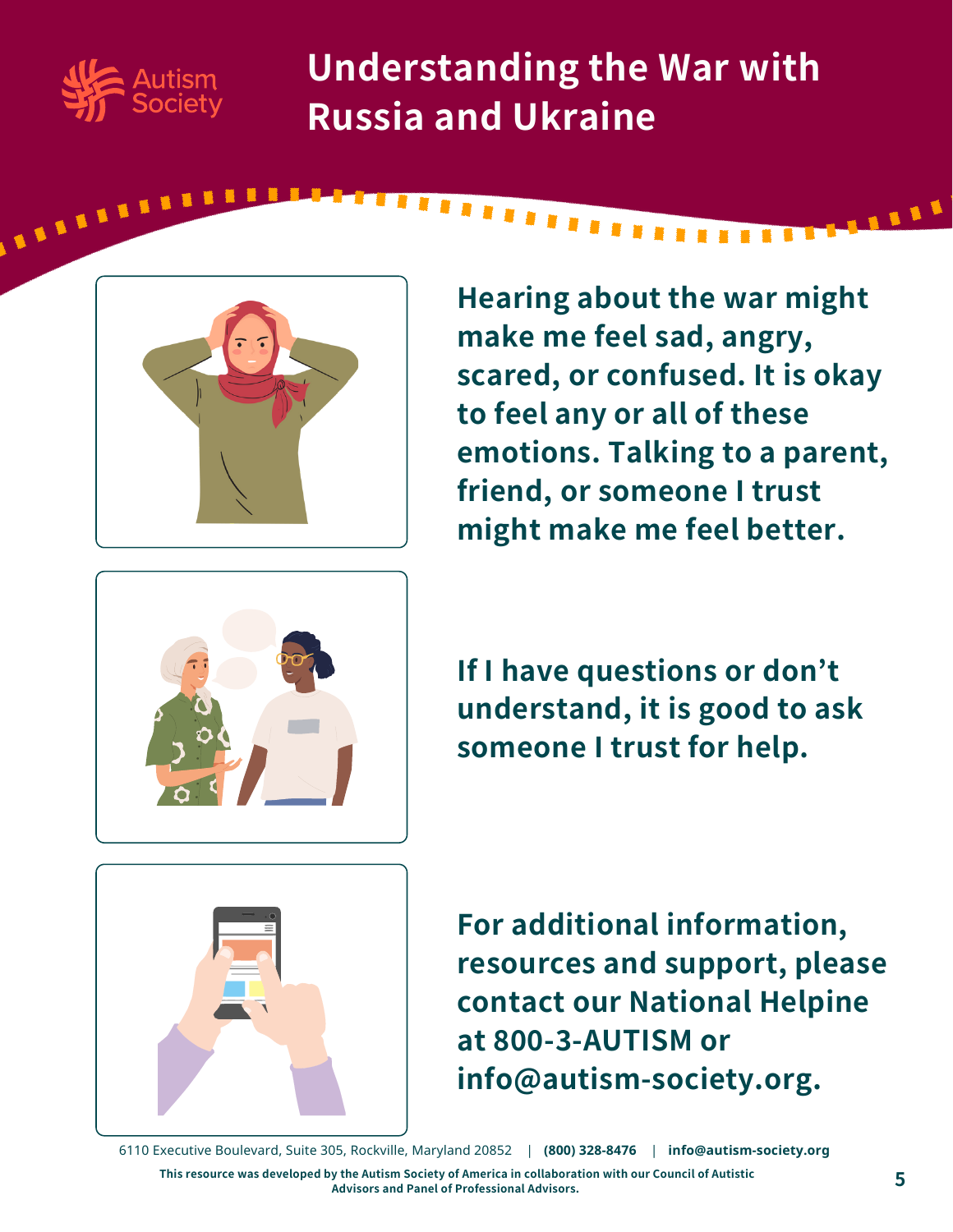# Understanding the War with Russia and Ukraine

Hearing about the war might make me feel sad, angry, scared, or confused. It is okay to feel any or all of these emotions. Talking to a parent, friend, or someone I trust might make me feel better.

If I have questions or don't understand, it is good to ask someone I trust for help.

For additional information, resources and support, please contact our National Helpine at 800-3-AUTISM or info@autism-society.org.

6110 Executive Boulevard, Suite 305, Rockville, Maryland 20852 | **(800) 328-8476** | **info@autism-society.org**

**This resource was developed by the Autism Society of America in collaboration with our Council of Autistic Advisors and Panel of Professional Advisors.**